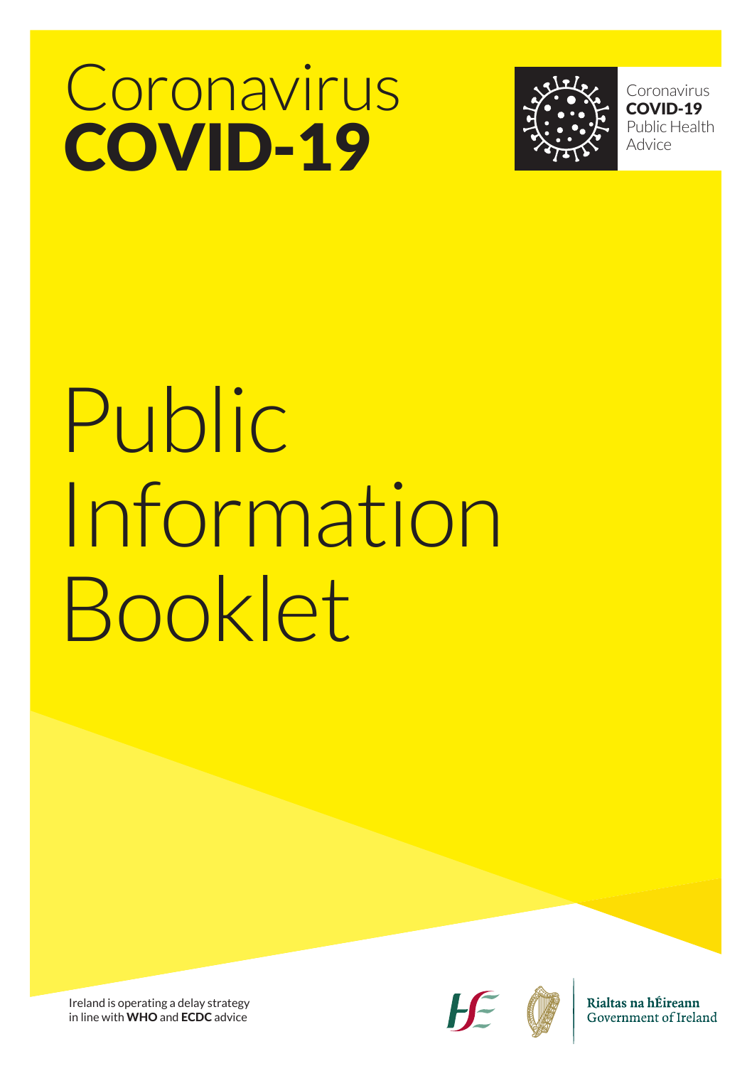# Coronavirus
# COVID-19

Coronavirus
**COVID-19**
Public Health
Advice

# Public Information Booklet

Ireland is operating a delay strategy in line with **WHO** and **ECDC** advice

Rialtas na hÉireann
Government of Ireland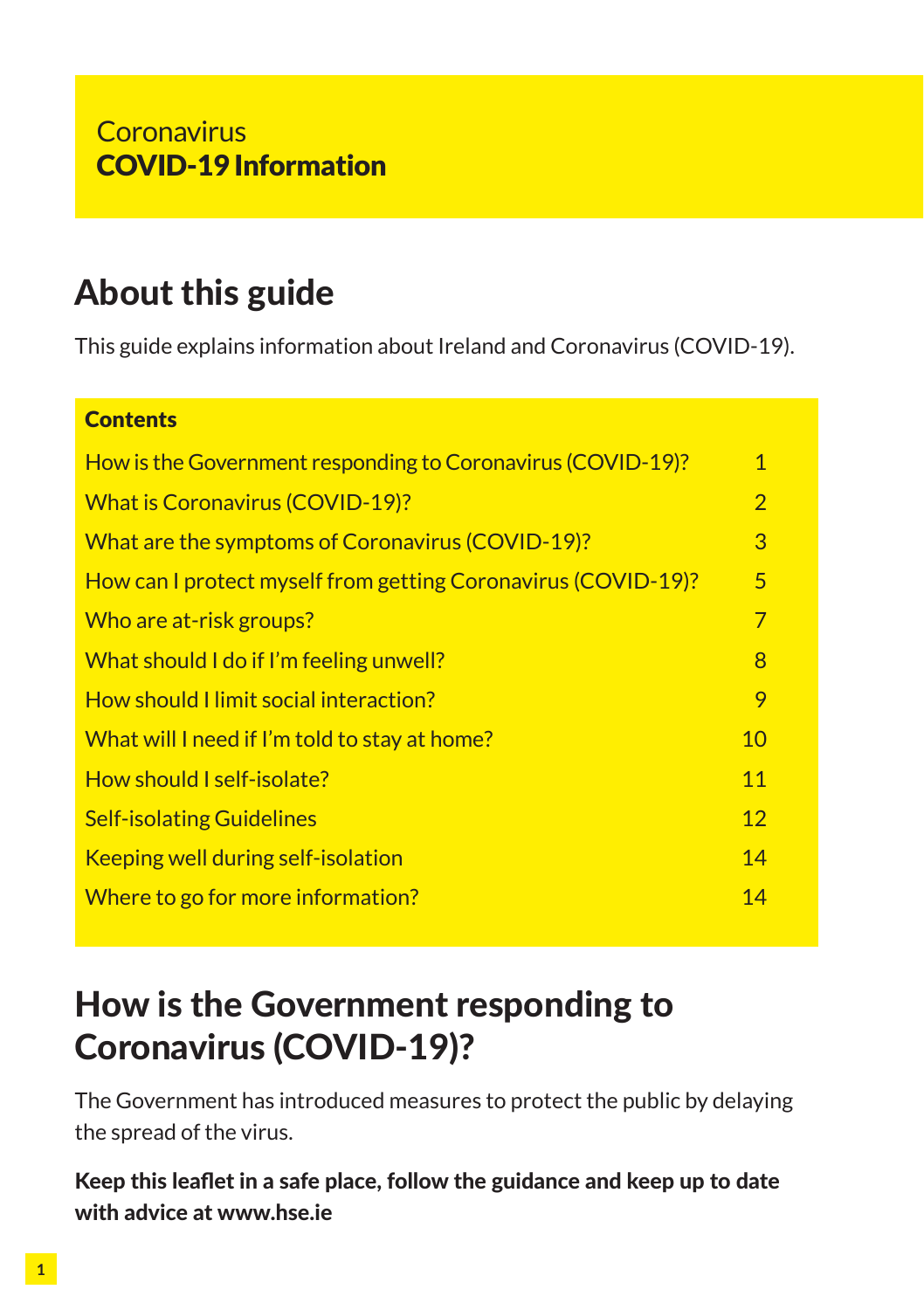Coronavirus
**COVID-19 Information**

# About this guide

This guide explains information about Ireland and Coronavirus (COVID-19).

| **Contents** | |
|---|---|
| How is the Government responding to Coronavirus (COVID-19)? | 1 |
| What is Coronavirus (COVID-19)? | 2 |
| What are the symptoms of Coronavirus (COVID-19)? | 3 |
| How can I protect myself from getting Coronavirus (COVID-19)? | 5 |
| Who are at-risk groups? | 7 |
| What should I do if I'm feeling unwell? | 8 |
| How should I limit social interaction? | 9 |
| What will I need if I'm told to stay at home? | 10 |
| How should I self-isolate? | 11 |
| Self-isolating Guidelines | 12 |
| Keeping well during self-isolation | 14 |
| Where to go for more information? | 14 |

# How is the Government responding to Coronavirus (COVID-19)?

The Government has introduced measures to protect the public by delaying the spread of the virus.

**Keep this leaflet in a safe place, follow the guidance and keep up to date with advice at www.hse.ie**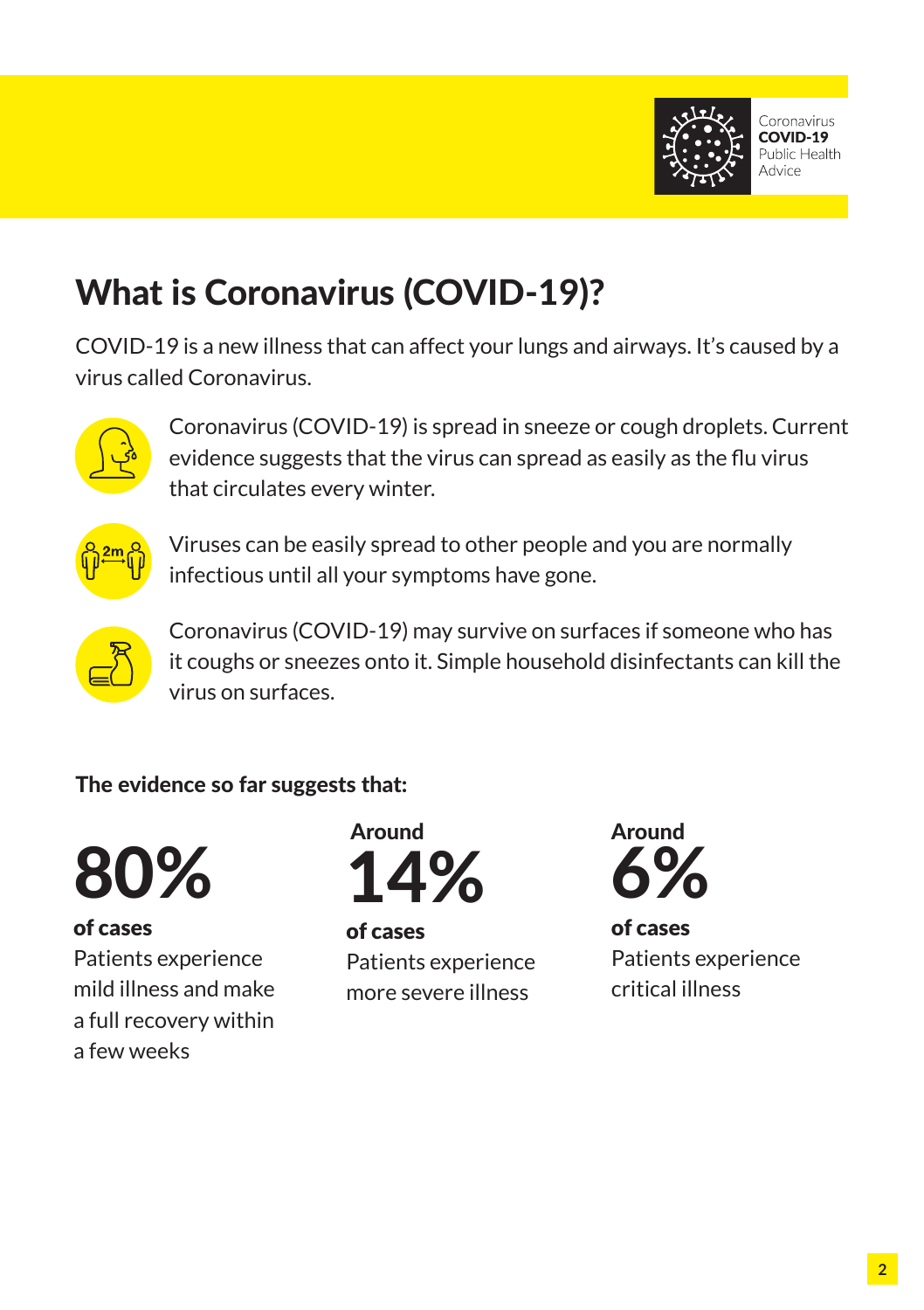# What is Coronavirus (COVID-19)?

COVID-19 is a new illness that can affect your lungs and airways. It's caused by a virus called Coronavirus.

Coronavirus (COVID-19) is spread in sneeze or cough droplets. Current evidence suggests that the virus can spread as easily as the flu virus that circulates every winter.

Viruses can be easily spread to other people and you are normally infectious until all your symptoms have gone.

Coronavirus (COVID-19) may survive on surfaces if someone who has it coughs or sneezes onto it. Simple household disinfectants can kill the virus on surfaces.

**The evidence so far suggests that:**

**80%**
**of cases**
Patients experience mild illness and make a full recovery within a few weeks

**Around 14%**
**of cases**
Patients experience more severe illness

**Around 6%**
**of cases**
Patients experience critical illness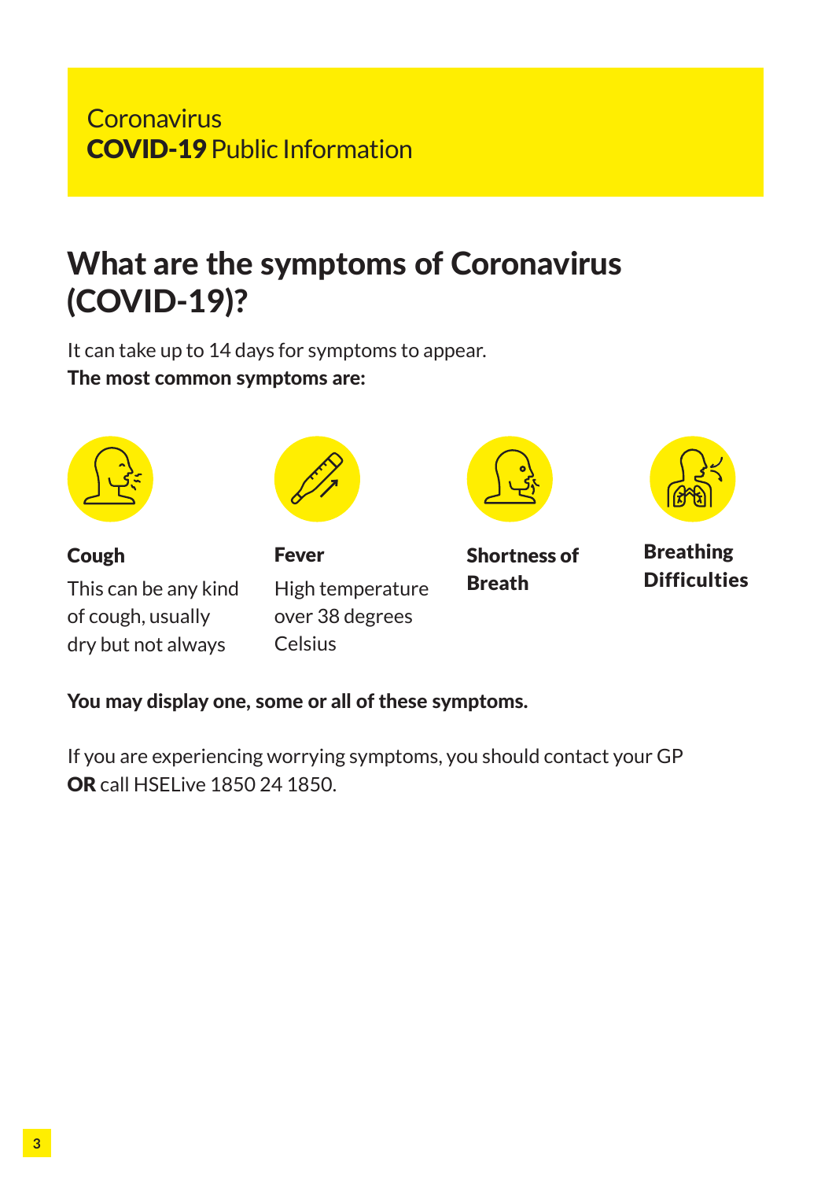Coronavirus
**COVID-19** Public Information

# What are the symptoms of Coronavirus (COVID-19)?

It can take up to 14 days for symptoms to appear.
**The most common symptoms are:**

**Cough**
This can be any kind of cough, usually dry but not always

**Fever**
High temperature over 38 degrees Celsius

**Shortness of Breath**

**Breathing Difficulties**

**You may display one, some or all of these symptoms.**

If you are experiencing worrying symptoms, you should contact your GP **OR** call HSELive 1850 24 1850.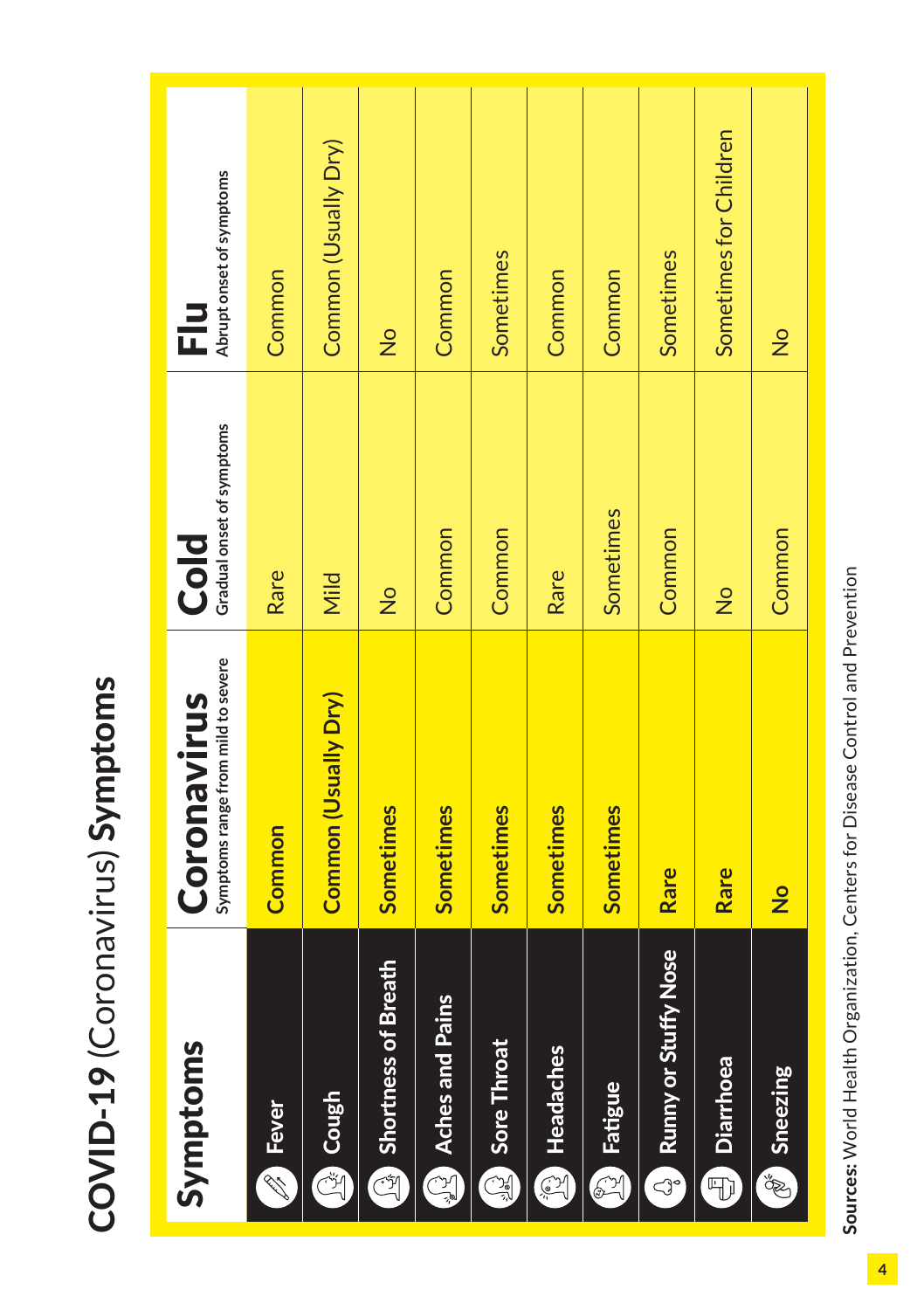# COVID-19 (Coronavirus) Symptoms

| Symptoms | Coronavirus<br>Symptoms range from mild to severe | Cold<br>Gradual onset of symptoms | Flu<br>Abrupt onset of symptoms |
|---|---|---|---|
| Fever | **Common** | Rare | Common |
| Cough | **Common (Usually Dry)** | Mild | Common (Usually Dry) |
| Shortness of Breath | **Sometimes** | No | No |
| Aches and Pains | **Sometimes** | Common | Common |
| Sore Throat | **Sometimes** | Common | Sometimes |
| Headaches | **Sometimes** | Rare | Common |
| Fatigue | **Sometimes** | Sometimes | Common |
| Runny or Stuffy Nose | **Rare** | Common | Sometimes |
| Diarrhoea | **Rare** | No | Sometimes for Children |
| Sneezing | **No** | Common | No |

**Sources:** World Health Organization, Centers for Disease Control and Prevention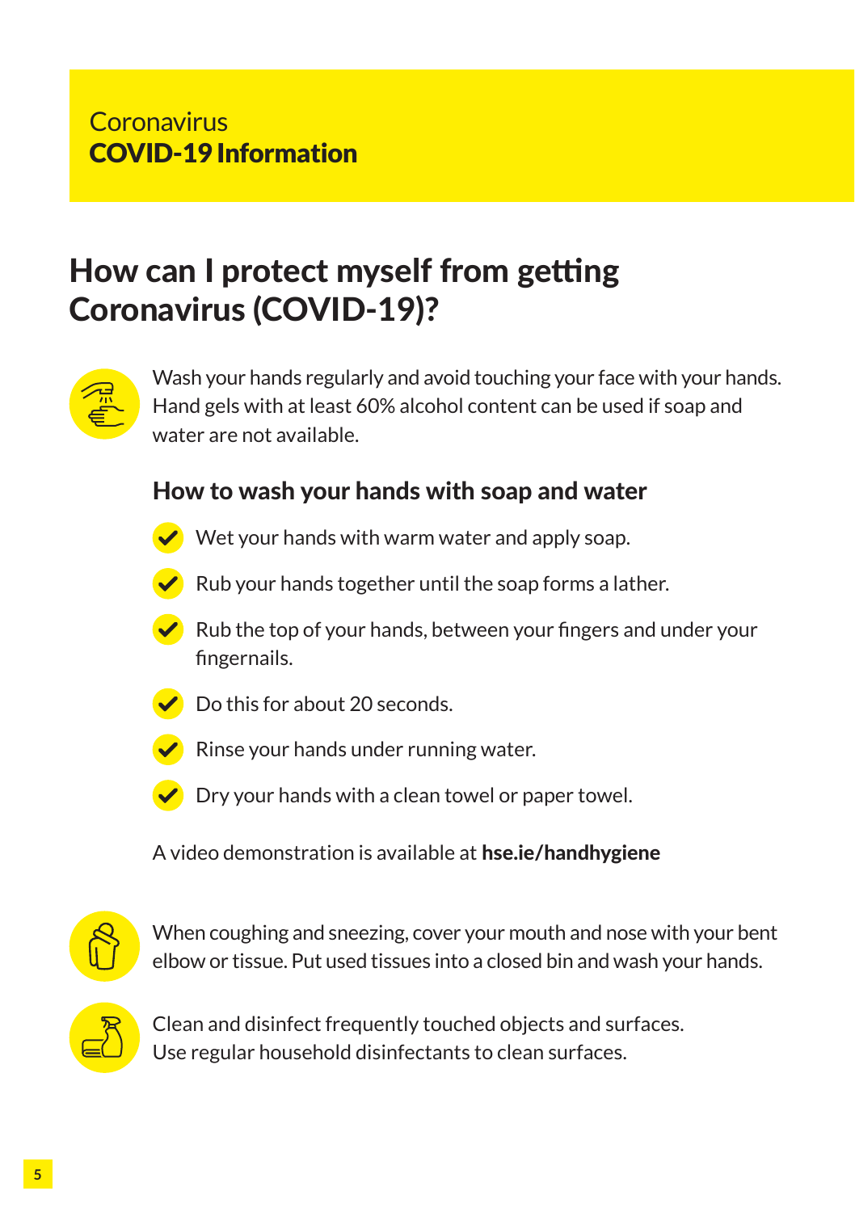Coronavirus
**COVID-19 Information**

# How can I protect myself from getting Coronavirus (COVID-19)?

Wash your hands regularly and avoid touching your face with your hands. Hand gels with at least 60% alcohol content can be used if soap and water are not available.

## How to wash your hands with soap and water

- Wet your hands with warm water and apply soap.
- Rub your hands together until the soap forms a lather.
- Rub the top of your hands, between your fingers and under your fingernails.
- Do this for about 20 seconds.
- Rinse your hands under running water.
- Dry your hands with a clean towel or paper towel.

A video demonstration is available at **hse.ie/handhygiene**

When coughing and sneezing, cover your mouth and nose with your bent elbow or tissue. Put used tissues into a closed bin and wash your hands.

Clean and disinfect frequently touched objects and surfaces. Use regular household disinfectants to clean surfaces.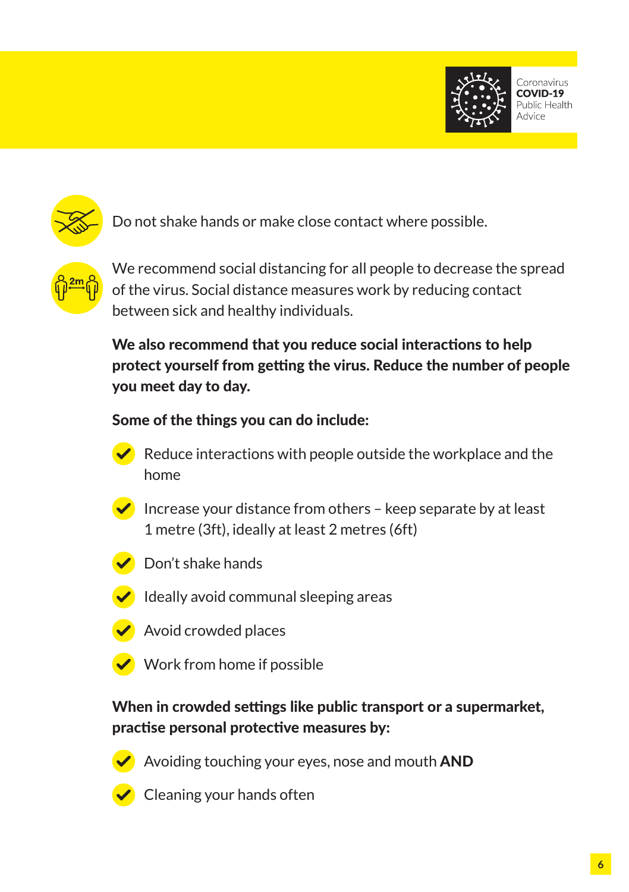Do not shake hands or make close contact where possible.

We recommend social distancing for all people to decrease the spread of the virus. Social distance measures work by reducing contact between sick and healthy individuals.

**We also recommend that you reduce social interactions to help protect yourself from getting the virus. Reduce the number of people you meet day to day.**

**Some of the things you can do include:**

- Reduce interactions with people outside the workplace and the home
- Increase your distance from others – keep separate by at least 1 metre (3ft), ideally at least 2 metres (6ft)
- Don't shake hands
- Ideally avoid communal sleeping areas
- Avoid crowded places
- Work from home if possible

**When in crowded settings like public transport or a supermarket, practise personal protective measures by:**

- Avoiding touching your eyes, nose and mouth **AND**
- Cleaning your hands often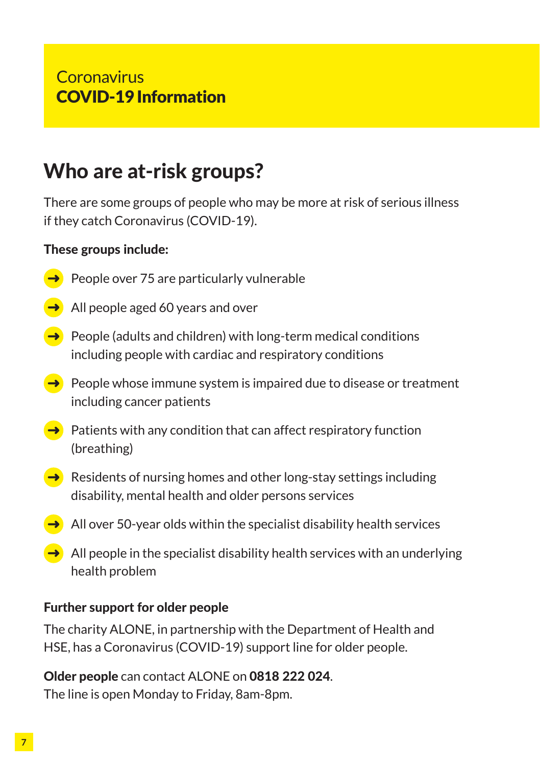Coronavirus
**COVID-19 Information**

## Who are at-risk groups?

There are some groups of people who may be more at risk of serious illness if they catch Coronavirus (COVID-19).

**These groups include:**

- People over 75 are particularly vulnerable
- All people aged 60 years and over
- People (adults and children) with long-term medical conditions including people with cardiac and respiratory conditions
- People whose immune system is impaired due to disease or treatment including cancer patients
- Patients with any condition that can affect respiratory function (breathing)
- Residents of nursing homes and other long-stay settings including disability, mental health and older persons services
- All over 50-year olds within the specialist disability health services
- All people in the specialist disability health services with an underlying health problem

**Further support for older people**

The charity ALONE, in partnership with the Department of Health and HSE, has a Coronavirus (COVID-19) support line for older people.

**Older people** can contact ALONE on **0818 222 024**.
The line is open Monday to Friday, 8am-8pm.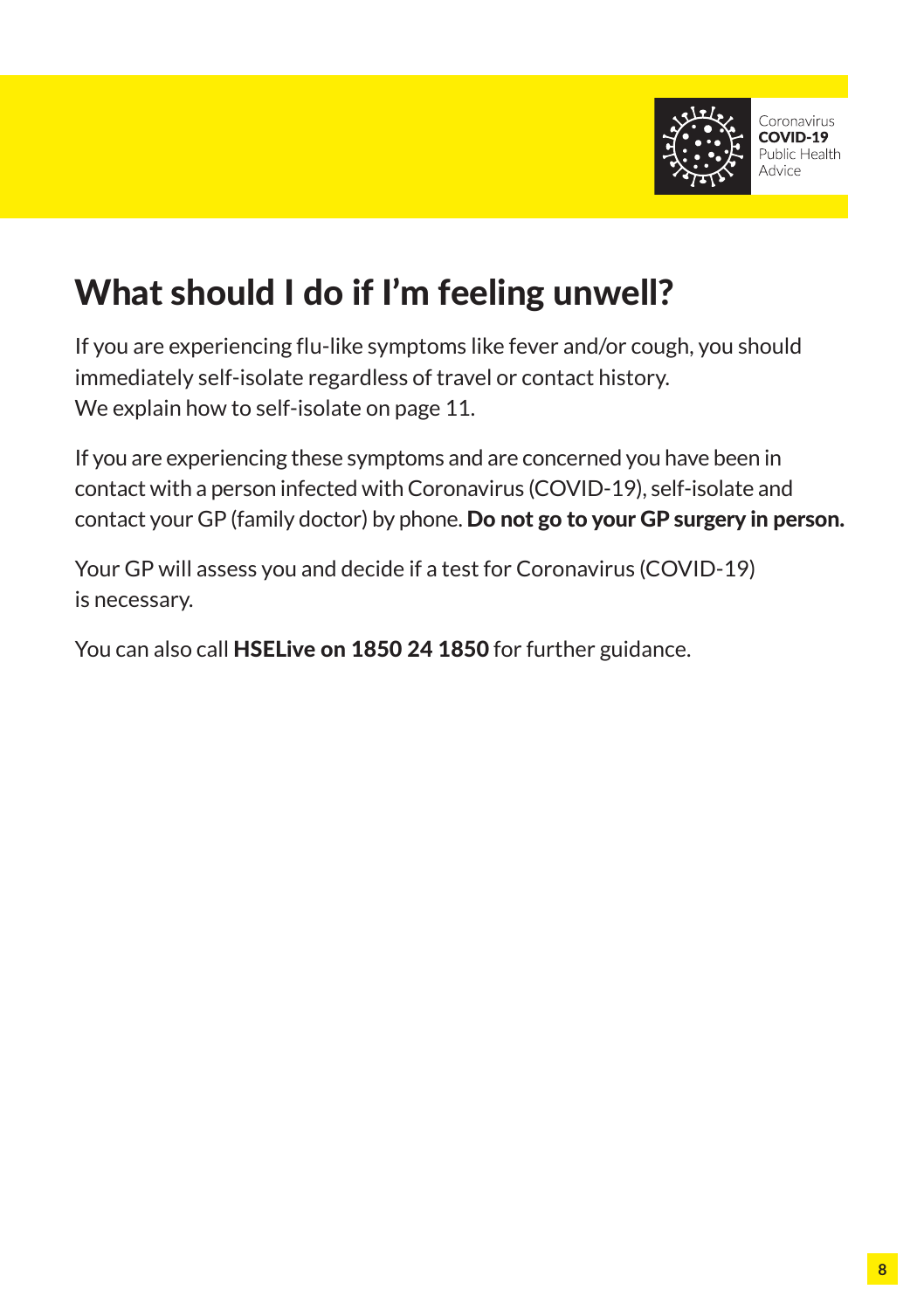# What should I do if I'm feeling unwell?

If you are experiencing flu-like symptoms like fever and/or cough, you should immediately self-isolate regardless of travel or contact history. We explain how to self-isolate on page 11.

If you are experiencing these symptoms and are concerned you have been in contact with a person infected with Coronavirus (COVID-19), self-isolate and contact your GP (family doctor) by phone. **Do not go to your GP surgery in person.**

Your GP will assess you and decide if a test for Coronavirus (COVID-19) is necessary.

You can also call **HSELive on 1850 24 1850** for further guidance.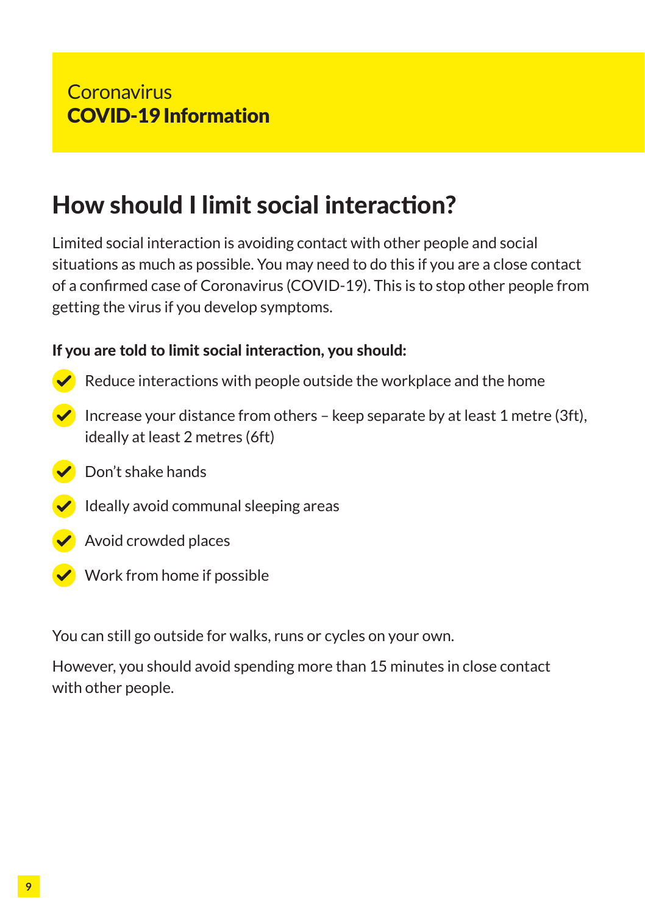Coronavirus
**COVID-19 Information**

## How should I limit social interaction?

Limited social interaction is avoiding contact with other people and social situations as much as possible. You may need to do this if you are a close contact of a confirmed case of Coronavirus (COVID-19). This is to stop other people from getting the virus if you develop symptoms.

**If you are told to limit social interaction, you should:**

- Reduce interactions with people outside the workplace and the home
- Increase your distance from others – keep separate by at least 1 metre (3ft), ideally at least 2 metres (6ft)
- Don't shake hands
- Ideally avoid communal sleeping areas
- Avoid crowded places
- Work from home if possible

You can still go outside for walks, runs or cycles on your own.

However, you should avoid spending more than 15 minutes in close contact with other people.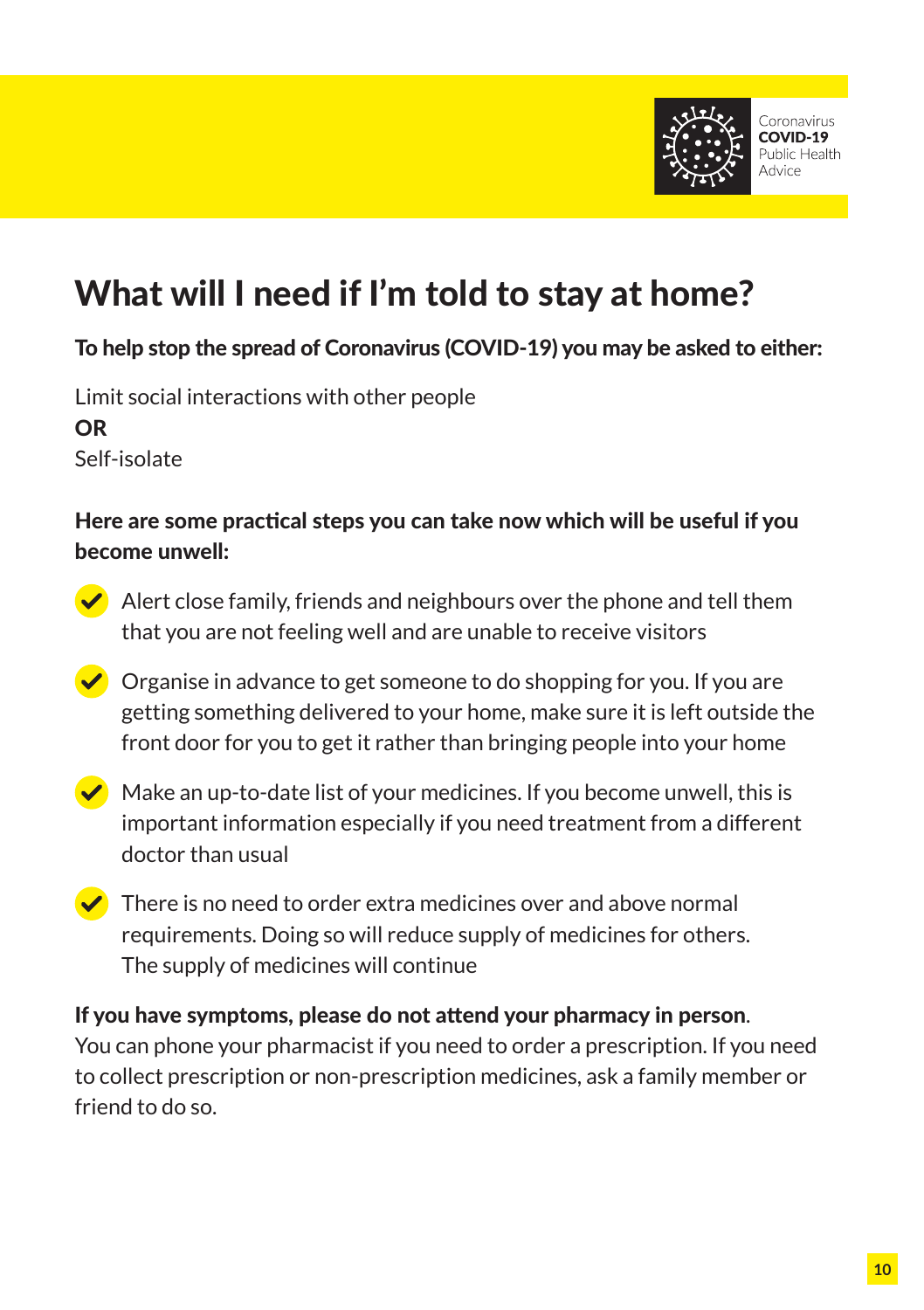# What will I need if I'm told to stay at home?

**To help stop the spread of Coronavirus (COVID-19) you may be asked to either:**

Limit social interactions with other people
**OR**
Self-isolate

**Here are some practical steps you can take now which will be useful if you become unwell:**

- Alert close family, friends and neighbours over the phone and tell them that you are not feeling well and are unable to receive visitors
- Organise in advance to get someone to do shopping for you. If you are getting something delivered to your home, make sure it is left outside the front door for you to get it rather than bringing people into your home
- Make an up-to-date list of your medicines. If you become unwell, this is important information especially if you need treatment from a different doctor than usual
- There is no need to order extra medicines over and above normal requirements. Doing so will reduce supply of medicines for others. The supply of medicines will continue

**If you have symptoms, please do not attend your pharmacy in person**. You can phone your pharmacist if you need to order a prescription. If you need to collect prescription or non-prescription medicines, ask a family member or friend to do so.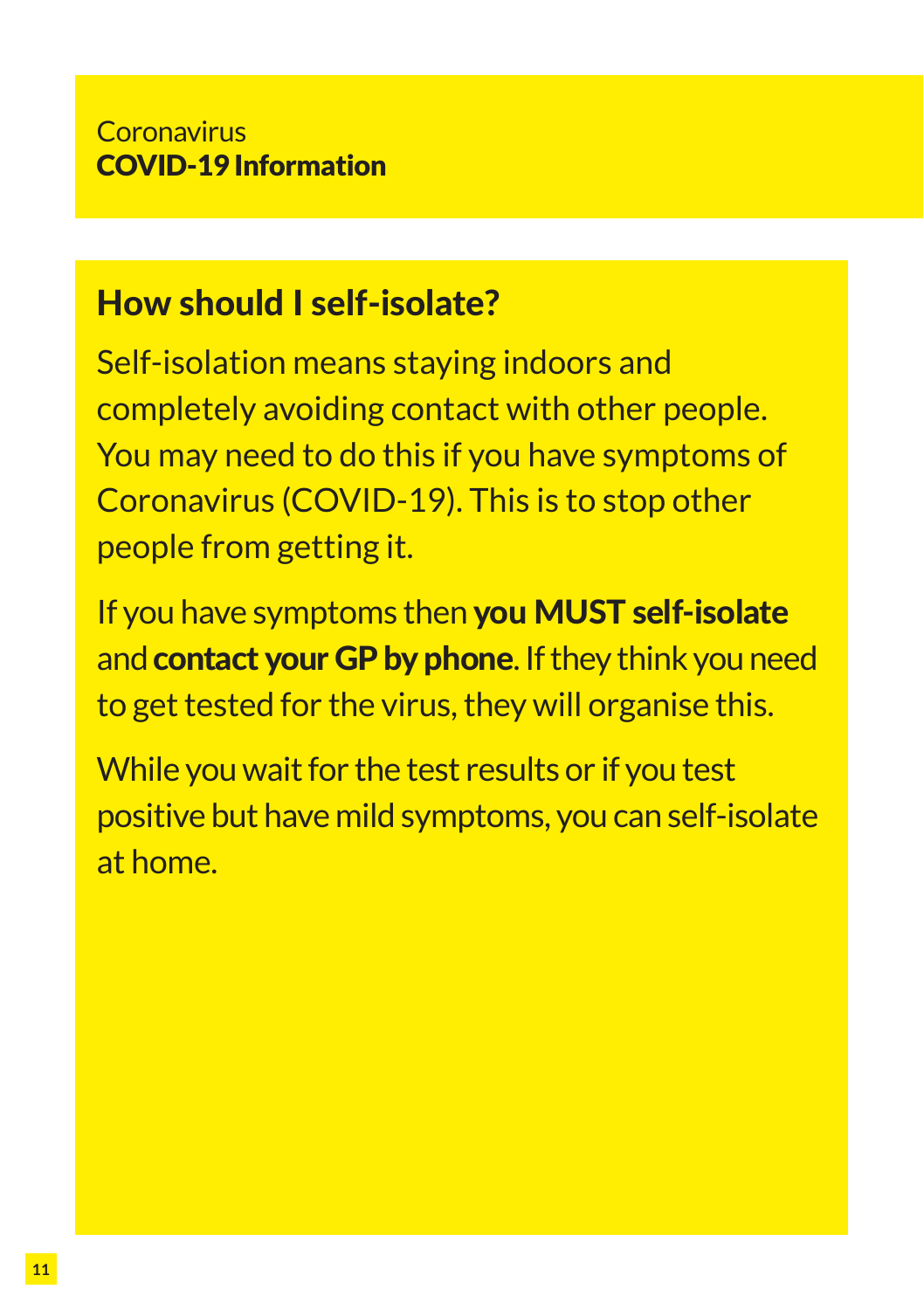## How should I self-isolate?

Self-isolation means staying indoors and completely avoiding contact with other people. You may need to do this if you have symptoms of Coronavirus (COVID-19). This is to stop other people from getting it.

If you have symptoms then **you MUST self-isolate** and **contact your GP by phone**. If they think you need to get tested for the virus, they will organise this.

While you wait for the test results or if you test positive but have mild symptoms, you can self-isolate at home.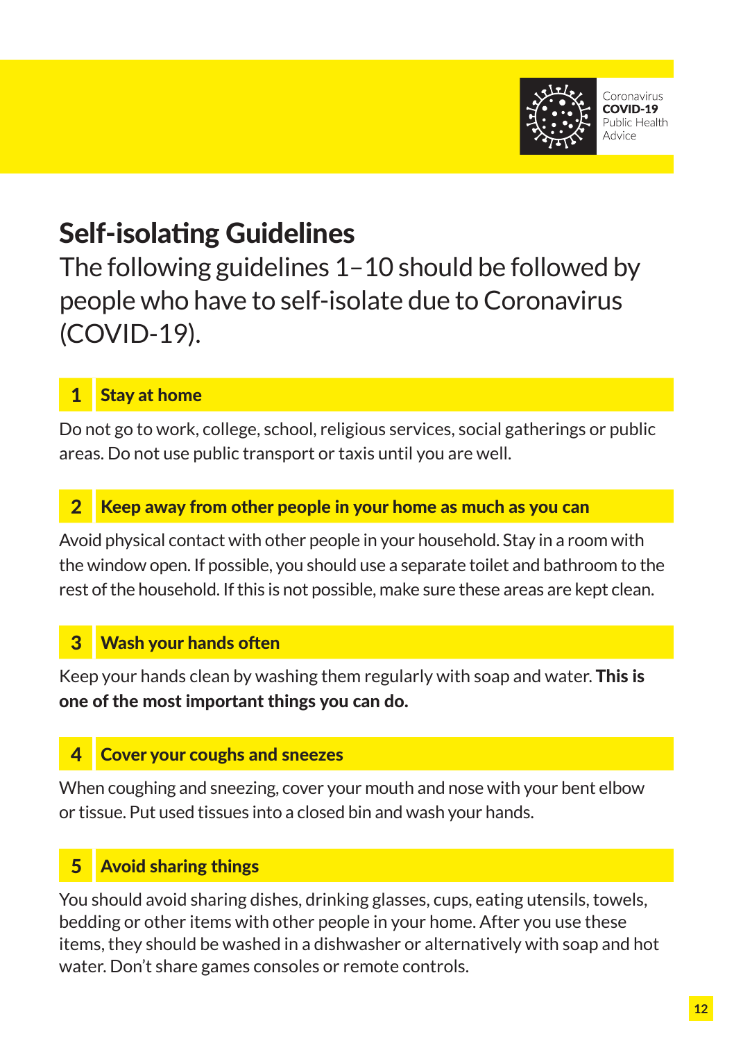Coronavirus
**COVID-19**
Public Health
Advice

# Self-isolating Guidelines

The following guidelines 1–10 should be followed by people who have to self-isolate due to Coronavirus (COVID-19).

## 1 Stay at home

Do not go to work, college, school, religious services, social gatherings or public areas. Do not use public transport or taxis until you are well.

## 2 Keep away from other people in your home as much as you can

Avoid physical contact with other people in your household. Stay in a room with the window open. If possible, you should use a separate toilet and bathroom to the rest of the household. If this is not possible, make sure these areas are kept clean.

## 3 Wash your hands often

Keep your hands clean by washing them regularly with soap and water. **This is one of the most important things you can do.**

## 4 Cover your coughs and sneezes

When coughing and sneezing, cover your mouth and nose with your bent elbow or tissue. Put used tissues into a closed bin and wash your hands.

## 5 Avoid sharing things

You should avoid sharing dishes, drinking glasses, cups, eating utensils, towels, bedding or other items with other people in your home. After you use these items, they should be washed in a dishwasher or alternatively with soap and hot water. Don't share games consoles or remote controls.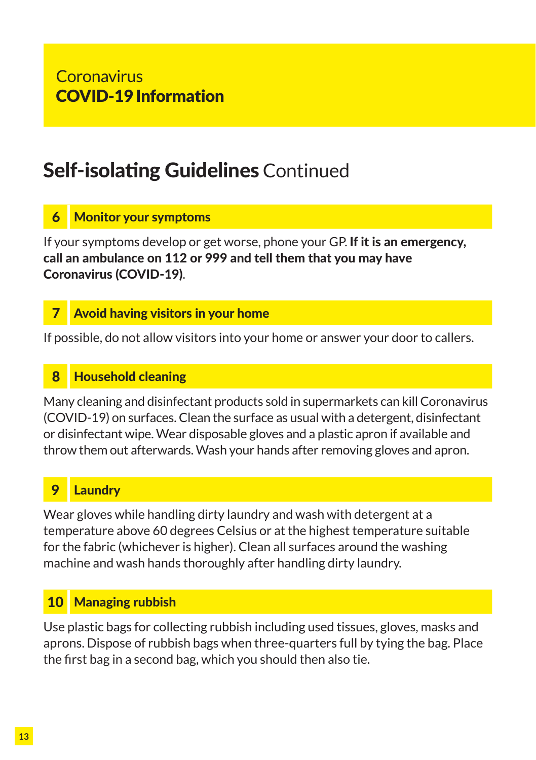Coronavirus
**COVID-19 Information**

# **Self-isolating Guidelines** Continued

## 6 Monitor your symptoms

If your symptoms develop or get worse, phone your GP. **If it is an emergency, call an ambulance on 112 or 999 and tell them that you may have Coronavirus (COVID-19)**.

## 7 Avoid having visitors in your home

If possible, do not allow visitors into your home or answer your door to callers.

## 8 Household cleaning

Many cleaning and disinfectant products sold in supermarkets can kill Coronavirus (COVID-19) on surfaces. Clean the surface as usual with a detergent, disinfectant or disinfectant wipe. Wear disposable gloves and a plastic apron if available and throw them out afterwards. Wash your hands after removing gloves and apron.

## 9 Laundry

Wear gloves while handling dirty laundry and wash with detergent at a temperature above 60 degrees Celsius or at the highest temperature suitable for the fabric (whichever is higher). Clean all surfaces around the washing machine and wash hands thoroughly after handling dirty laundry.

## 10 Managing rubbish

Use plastic bags for collecting rubbish including used tissues, gloves, masks and aprons. Dispose of rubbish bags when three-quarters full by tying the bag. Place the first bag in a second bag, which you should then also tie.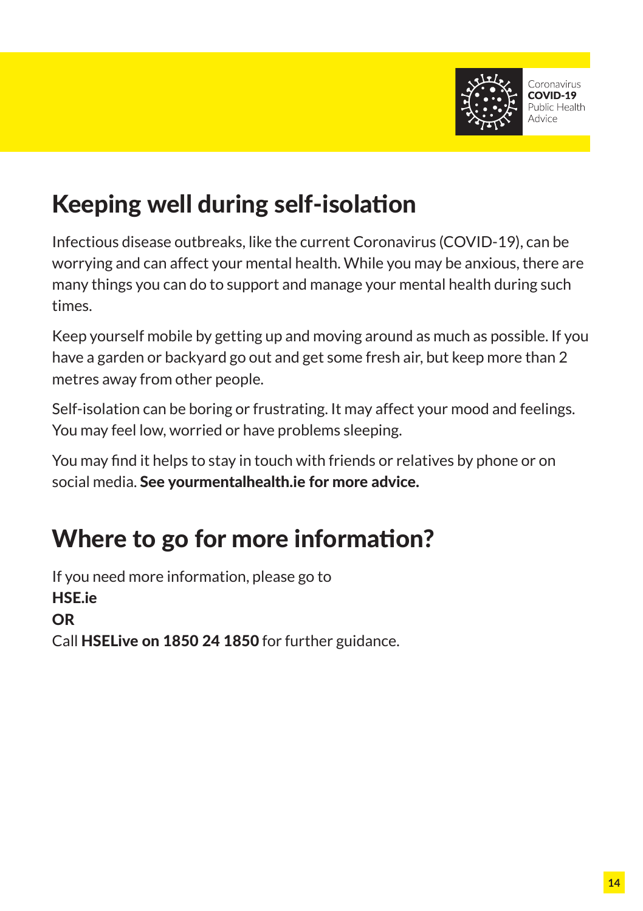# Keeping well during self-isolation

Infectious disease outbreaks, like the current Coronavirus (COVID-19), can be worrying and can affect your mental health. While you may be anxious, there are many things you can do to support and manage your mental health during such times.

Keep yourself mobile by getting up and moving around as much as possible. If you have a garden or backyard go out and get some fresh air, but keep more than 2 metres away from other people.

Self-isolation can be boring or frustrating. It may affect your mood and feelings. You may feel low, worried or have problems sleeping.

You may find it helps to stay in touch with friends or relatives by phone or on social media. **See yourmentalhealth.ie for more advice.**

# Where to go for more information?

If you need more information, please go to
**HSE.ie**
**OR**
Call **HSELive on 1850 24 1850** for further guidance.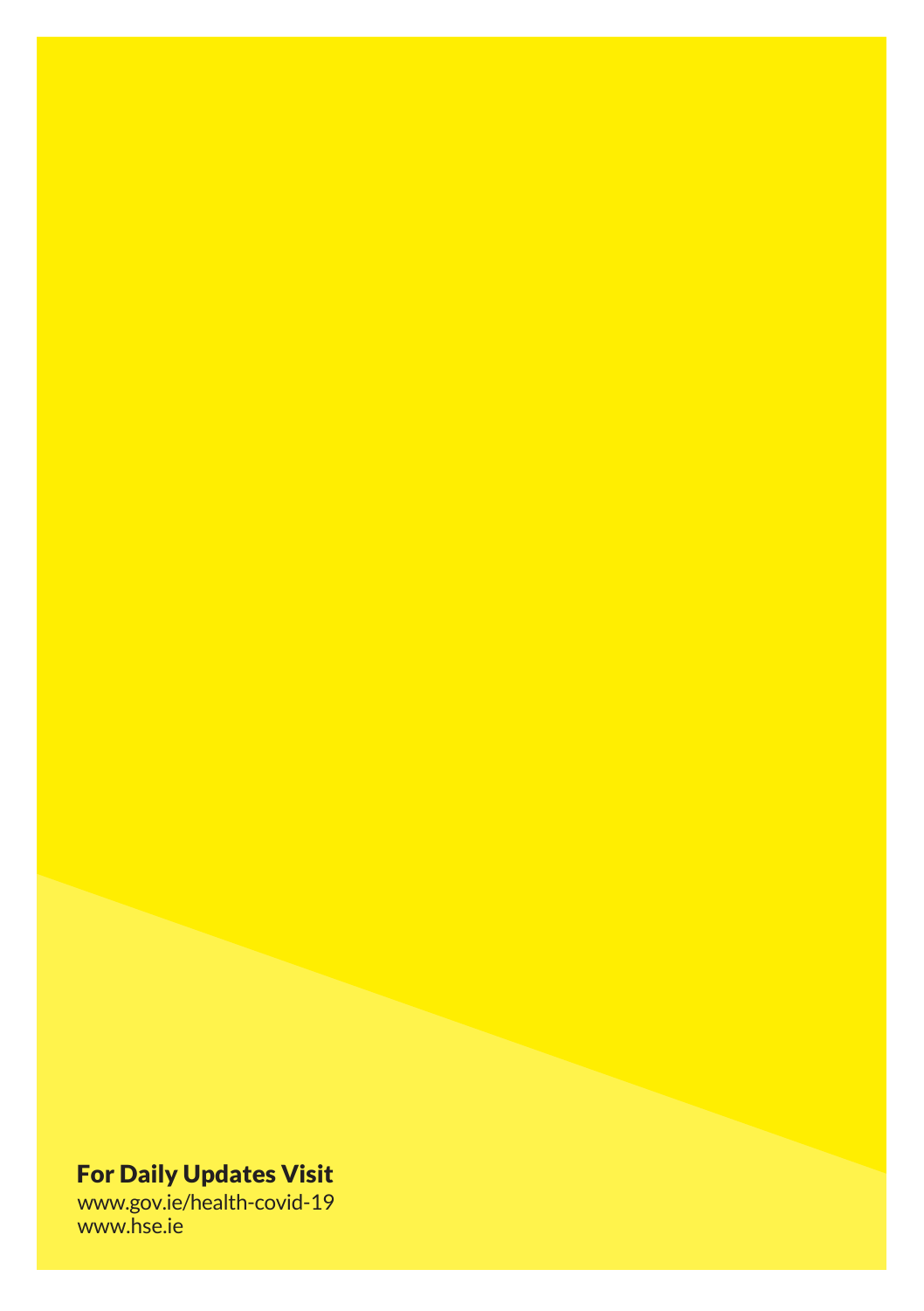**For Daily Updates Visit**

www.gov.ie/health-covid-19
www.hse.ie